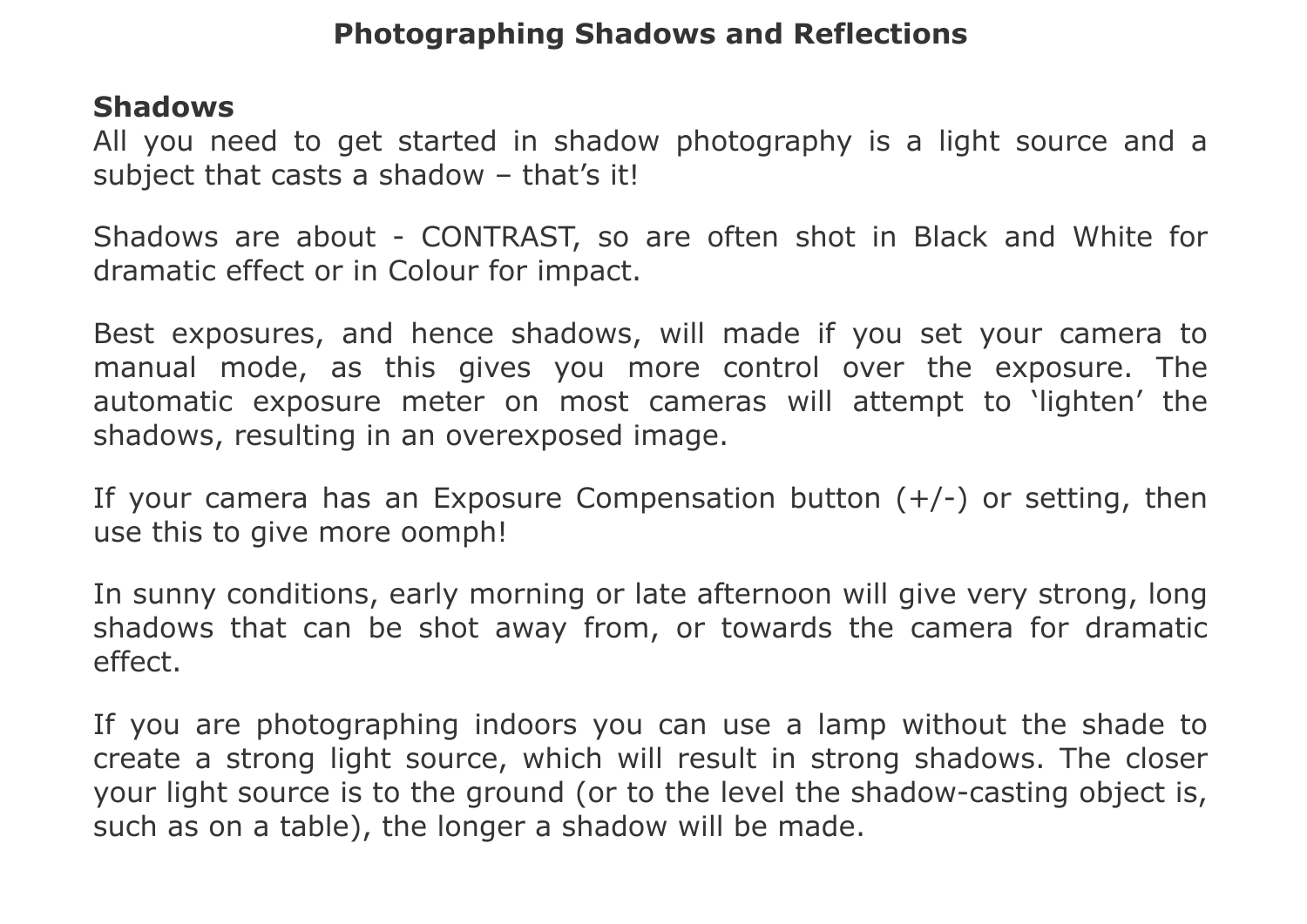# Photographing Shadows and Reflections

## Shadows

All you need to get started in shadow photography is a light source and a subject that casts a shadow – that's it!

Shadows are about - CONTRAST, so are often shot in Black and White for dramatic effect or in Colour for impact.

Best exposures, and hence shadows, will made if you set your camera to manual mode, as this gives you more control over the exposure. The automatic exposure meter on most cameras will attempt to 'lighten' the shadows, resulting in an overexposed image.

If your camera has an Exposure Compensation button (+/-) or setting, then use this to give more oomph!

In sunny conditions, early morning or late afternoon will give very strong, long shadows that can be shot away from, or towards the camera for dramatic effect.

If you are photographing indoors you can use a lamp without the shade to create a strong light source, which will result in strong shadows. The closer your light source is to the ground (or to the level the shadow-casting object is, such as on a table), the longer a shadow will be made.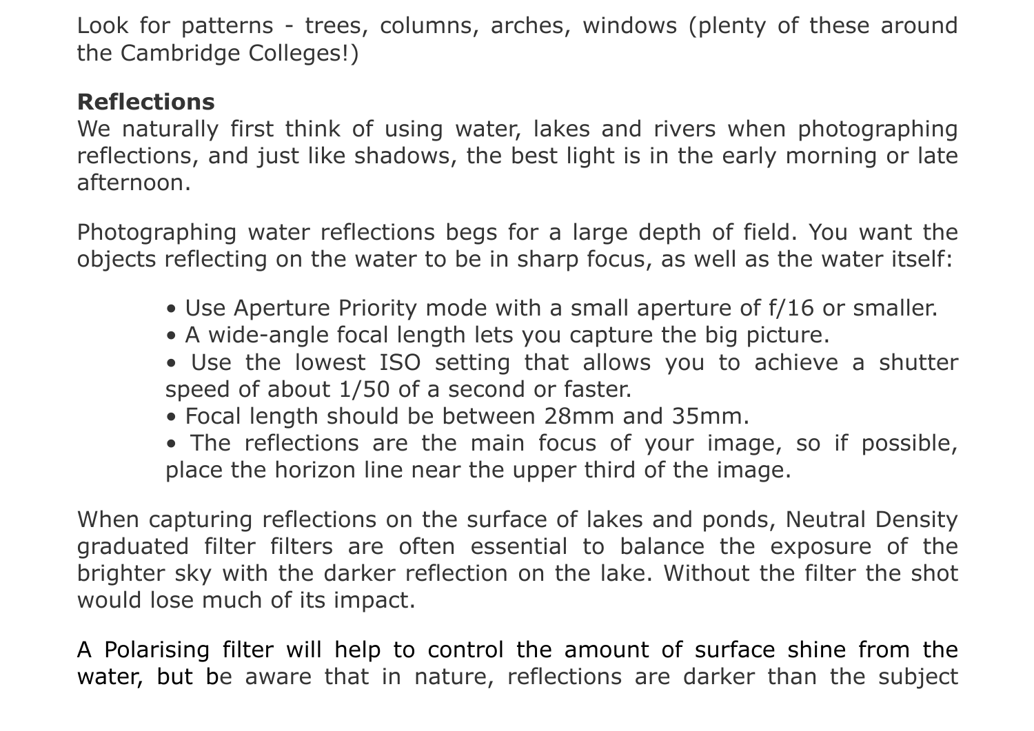Look for patterns - trees, columns, arches, windows (plenty of these around the Cambridge Colleges!)

**Reflections**

We naturally first think of using water, lakes and rivers when photographing reflections, and just like shadows, the best light is in the early morning or late afternoon.

Photographing water reflections begs for a large depth of field. You want the objects reflecting on the water to be in sharp focus, as well as the water itself:

- Use Aperture Priority mode with a small aperture of f/16 or smaller.
- A wide-angle focal length lets you capture the big picture.
- Use the lowest ISO setting that allows you to achieve a shutter speed of about 1/50 of a second or faster.
- Focal length should be between 28mm and 35mm.
- The reflections are the main focus of your image, so if possible, place the horizon line near the upper third of the image.

When capturing reflections on the surface of lakes and ponds, Neutral Density graduated filter filters are often essential to balance the exposure of the brighter sky with the darker reflection on the lake. Without the filter the shot would lose much of its impact.

A Polarising filter will help to control the amount of surface shine from the water, but be aware that in nature, reflections are darker than the subject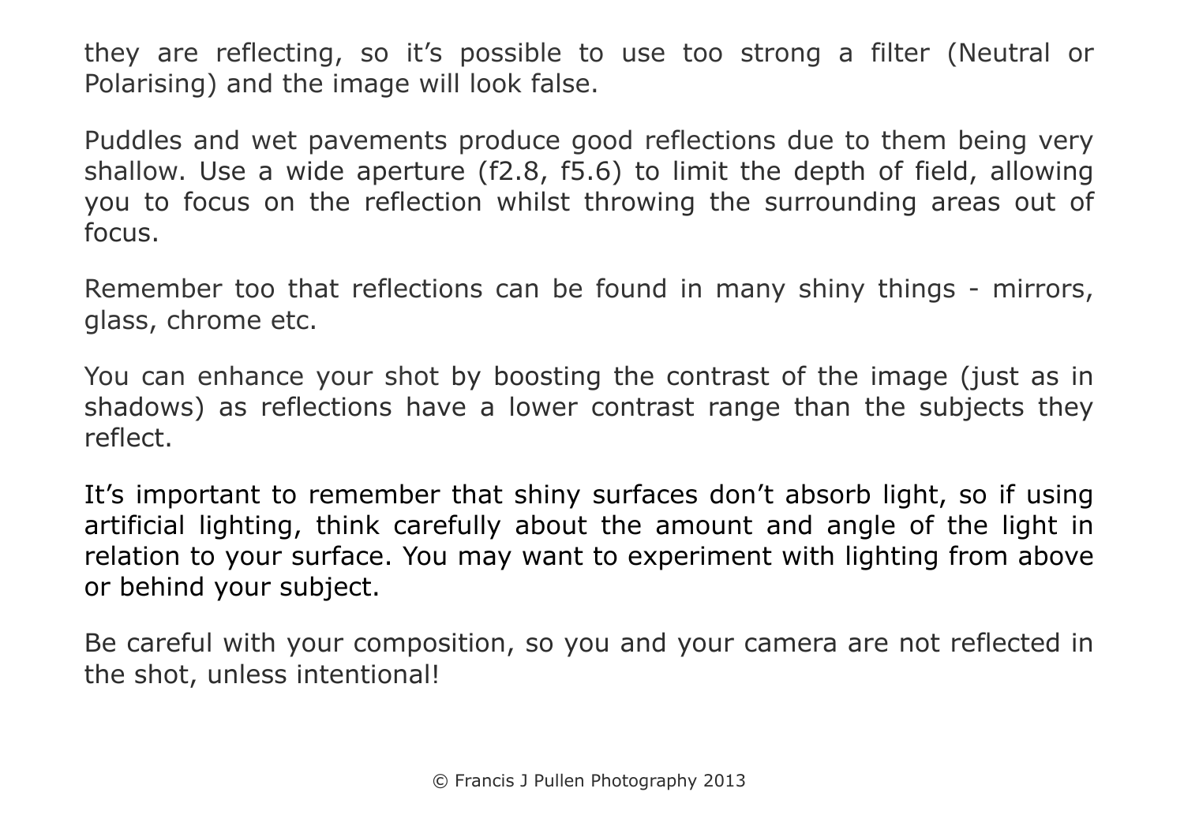they are reflecting, so it's possible to use too strong a filter (Neutral or Polarising) and the image will look false.

Puddles and wet pavements produce good reflections due to them being very shallow. Use a wide aperture (f2.8, f5.6) to limit the depth of field, allowing you to focus on the reflection whilst throwing the surrounding areas out of focus.

Remember too that reflections can be found in many shiny things - mirrors, glass, chrome etc.

You can enhance your shot by boosting the contrast of the image (just as in shadows) as reflections have a lower contrast range than the subjects they reflect.

It's important to remember that shiny surfaces don't absorb light, so if using artificial lighting, think carefully about the amount and angle of the light in relation to your surface. You may want to experiment with lighting from above or behind your subject.

Be careful with your composition, so you and your camera are not reflected in the shot, unless intentional!

© Francis J Pullen Photography 2013